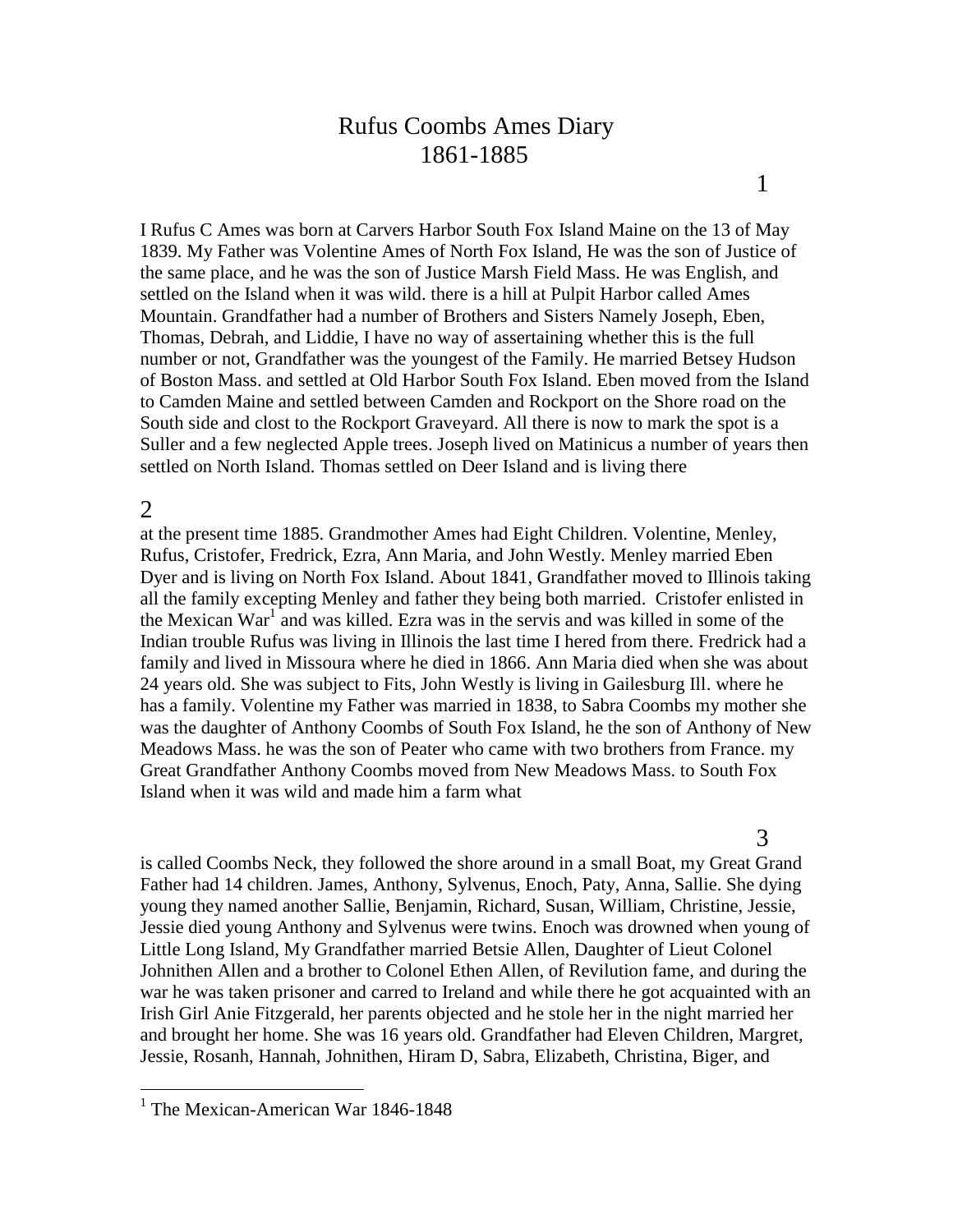# Rufus Coombs Ames Diary
# 1861-1885

I Rufus C Ames was born at Carvers Harbor South Fox Island Maine on the 13 of May 1839. My Father was Volentine Ames of North Fox Island, He was the son of Justice of the same place, and he was the son of Justice Marsh Field Mass. He was English, and settled on the Island when it was wild. there is a hill at Pulpit Harbor called Ames Mountain. Grandfather had a number of Brothers and Sisters Namely Joseph, Eben, Thomas, Debrah, and Liddie, I have no way of assertaining whether this is the full number or not, Grandfather was the youngest of the Family. He married Betsey Hudson of Boston Mass. and settled at Old Harbor South Fox Island. Eben moved from the Island to Camden Maine and settled between Camden and Rockport on the Shore road on the South side and clost to the Rockport Graveyard. All there is now to mark the spot is a Suller and a few neglected Apple trees. Joseph lived on Matinicus a number of years then settled on North Island. Thomas settled on Deer Island and is living there

at the present time 1885. Grandmother Ames had Eight Children. Volentine, Menley, Rufus, Cristofer, Fredrick, Ezra, Ann Maria, and John Westly. Menley married Eben Dyer and is living on North Fox Island. About 1841, Grandfather moved to Illinois taking all the family excepting Menley and father they being both married. Cristofer enlisted in the Mexican War[1] and was killed. Ezra was in the servis and was killed in some of the Indian trouble Rufus was living in Illinois the last time I hered from there. Fredrick had a family and lived in Missoura where he died in 1866. Ann Maria died when she was about 24 years old. She was subject to Fits, John Westly is living in Gailesburg Ill. where he has a family. Volentine my Father was married in 1838, to Sabra Coombs my mother she was the daughter of Anthony Coombs of South Fox Island, he the son of Anthony of New Meadows Mass. he was the son of Peater who came with two brothers from France. my Great Grandfather Anthony Coombs moved from New Meadows Mass. to South Fox Island when it was wild and made him a farm what

is called Coombs Neck, they followed the shore around in a small Boat, my Great Grand Father had 14 children. James, Anthony, Sylvenus, Enoch, Paty, Anna, Sallie. She dying young they named another Sallie, Benjamin, Richard, Susan, William, Christine, Jessie, Jessie died young Anthony and Sylvenus were twins. Enoch was drowned when young of Little Long Island, My Grandfather married Betsie Allen, Daughter of Lieut Colonel Johnithen Allen and a brother to Colonel Ethen Allen, of Revilution fame, and during the war he was taken prisoner and carred to Ireland and while there he got acquainted with an Irish Girl Anie Fitzgerald, her parents objected and he stole her in the night married her and brought her home. She was 16 years old. Grandfather had Eleven Children, Margret, Jessie, Rosanh, Hannah, Johnithen, Hiram D, Sabra, Elizabeth, Christina, Biger, and

[1] The Mexican-American War 1846-1848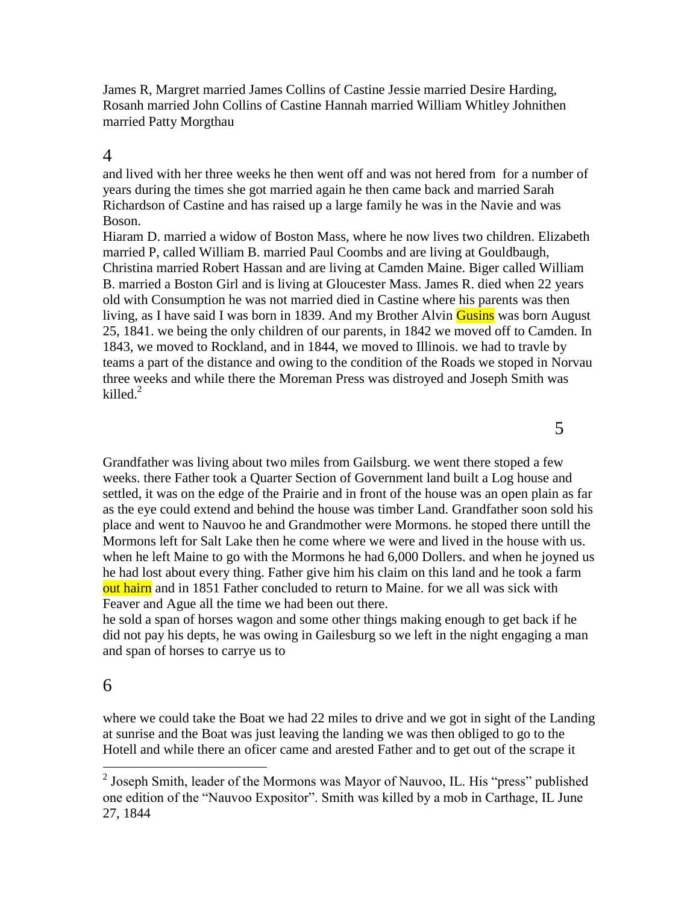James R, Margret married James Collins of Castine Jessie married Desire Harding, Rosanh married John Collins of Castine Hannah married William Whitley Johnithen married Patty Morgthau

and lived with her three weeks he then went off and was not hered from for a number of years during the times she got married again he then came back and married Sarah Richardson of Castine and has raised up a large family he was in the Navie and was Boson.

Hiaram D. married a widow of Boston Mass, where he now lives two children. Elizabeth married P, called William B. married Paul Coombs and are living at Gouldbaugh, Christina married Robert Hassan and are living at Camden Maine. Biger called William B. married a Boston Girl and is living at Gloucester Mass. James R. died when 22 years old with Consumption he was not married died in Castine where his parents was then living, as I have said I was born in 1839. And my Brother Alvin Gusins was born August 25, 1841. we being the only children of our parents, in 1842 we moved off to Camden. In 1843, we moved to Rockland, and in 1844, we moved to Illinois. we had to travle by teams a part of the distance and owing to the condition of the Roads we stoped in Norvau three weeks and while there the Moreman Press was distroyed and Joseph Smith was killed.[2]

Grandfather was living about two miles from Gailsburg. we went there stoped a few weeks. there Father took a Quarter Section of Government land built a Log house and settled, it was on the edge of the Prairie and in front of the house was an open plain as far as the eye could extend and behind the house was timber Land. Grandfather soon sold his place and went to Nauvoo he and Grandmother were Mormons. he stoped there untill the Mormons left for Salt Lake then he come where we were and lived in the house with us. when he left Maine to go with the Mormons he had 6,000 Dollers. and when he joyned us he had lost about every thing. Father give him his claim on this land and he took a farm out hairn and in 1851 Father concluded to return to Maine. for we all was sick with Feaver and Ague all the time we had been out there.

he sold a span of horses wagon and some other things making enough to get back if he did not pay his depts, he was owing in Gailesburg so we left in the night engaging a man and span of horses to carrye us to

where we could take the Boat we had 22 miles to drive and we got in sight of the Landing at sunrise and the Boat was just leaving the landing we was then obliged to go to the Hotell and while there an oficer came and arested Father and to get out of the scrape it

[2] Joseph Smith, leader of the Mormons was Mayor of Nauvoo, IL. His "press" published one edition of the "Nauvoo Expositor". Smith was killed by a mob in Carthage, IL June 27, 1844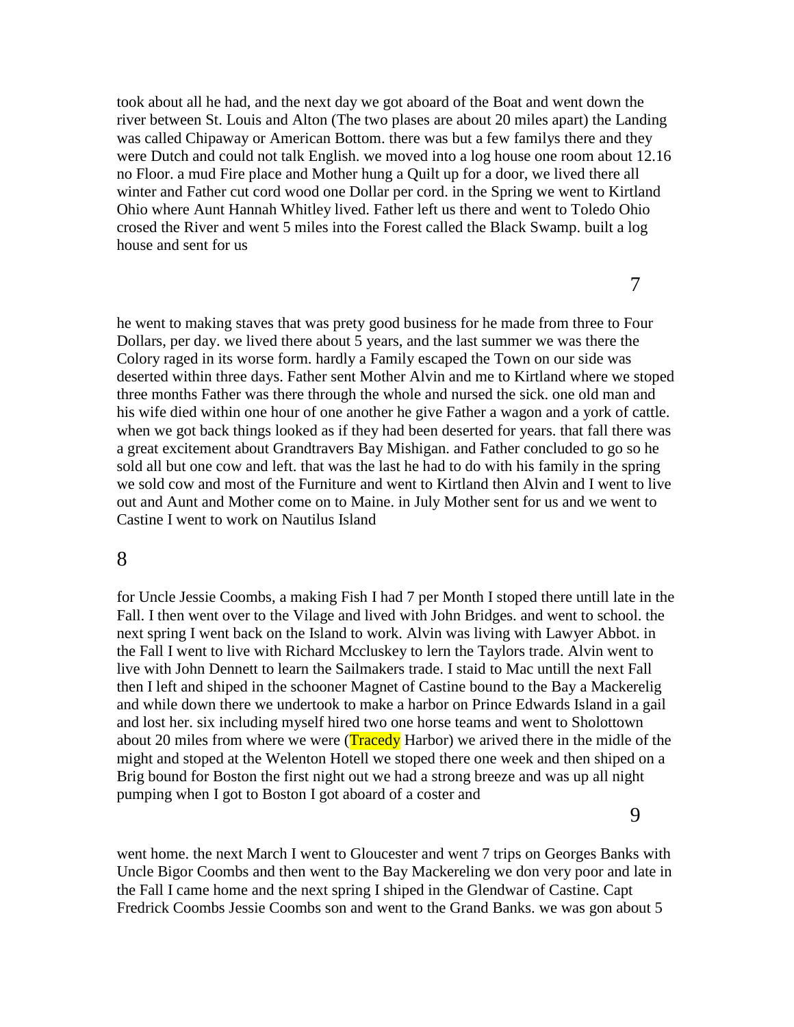took about all he had, and the next day we got aboard of the Boat and went down the river between St. Louis and Alton (The two plases are about 20 miles apart) the Landing was called Chipaway or American Bottom. there was but a few familys there and they were Dutch and could not talk English. we moved into a log house one room about 12.16 no Floor. a mud Fire place and Mother hung a Quilt up for a door, we lived there all winter and Father cut cord wood one Dollar per cord. in the Spring we went to Kirtland Ohio where Aunt Hannah Whitley lived. Father left us there and went to Toledo Ohio crosed the River and went 5 miles into the Forest called the Black Swamp. built a log house and sent for us

he went to making staves that was prety good business for he made from three to Four Dollars, per day. we lived there about 5 years, and the last summer we was there the Colory raged in its worse form. hardly a Family escaped the Town on our side was deserted within three days. Father sent Mother Alvin and me to Kirtland where we stoped three months Father was there through the whole and nursed the sick. one old man and his wife died within one hour of one another he give Father a wagon and a york of cattle. when we got back things looked as if they had been deserted for years. that fall there was a great excitement about Grandtravers Bay Mishigan. and Father concluded to go so he sold all but one cow and left. that was the last he had to do with his family in the spring we sold cow and most of the Furniture and went to Kirtland then Alvin and I went to live out and Aunt and Mother come on to Maine. in July Mother sent for us and we went to Castine I went to work on Nautilus Island

for Uncle Jessie Coombs, a making Fish I had 7 per Month I stoped there untill late in the Fall. I then went over to the Vilage and lived with John Bridges. and went to school. the next spring I went back on the Island to work. Alvin was living with Lawyer Abbot. in the Fall I went to live with Richard Mccluskey to lern the Taylors trade. Alvin went to live with John Dennett to learn the Sailmakers trade. I staid to Mac untill the next Fall then I left and shiped in the schooner Magnet of Castine bound to the Bay a Mackerelig and while down there we undertook to make a harbor on Prince Edwards Island in a gail and lost her. six including myself hired two one horse teams and went to Sholottown about 20 miles from where we were (Tracedy Harbor) we arived there in the midle of the might and stoped at the Welenton Hotell we stoped there one week and then shiped on a Brig bound for Boston the first night out we had a strong breeze and was up all night pumping when I got to Boston I got aboard of a coster and

went home. the next March I went to Gloucester and went 7 trips on Georges Banks with Uncle Bigor Coombs and then went to the Bay Mackereling we don very poor and late in the Fall I came home and the next spring I shiped in the Glendwar of Castine. Capt Fredrick Coombs Jessie Coombs son and went to the Grand Banks. we was gon about 5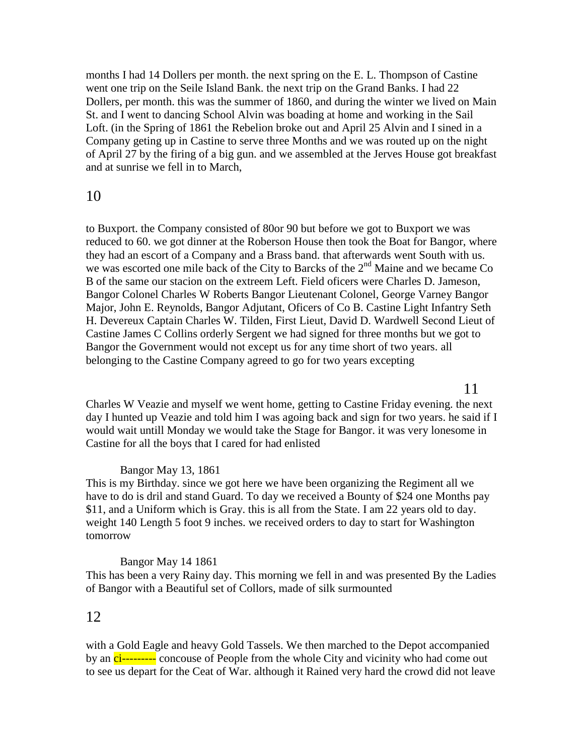months I had 14 Dollers per month. the next spring on the E. L. Thompson of Castine went one trip on the Seile Island Bank. the next trip on the Grand Banks. I had 22 Dollers, per month. this was the summer of 1860, and during the winter we lived on Main St. and I went to dancing School Alvin was boading at home and working in the Sail Loft. (in the Spring of 1861 the Rebelion broke out and April 25 Alvin and I sined in a Company geting up in Castine to serve three Months and we was routed up on the night of April 27 by the firing of a big gun. and we assembled at the Jerves House got breakfast and at sunrise we fell in to March,

to Buxport. the Company consisted of 80or 90 but before we got to Buxport we was reduced to 60. we got dinner at the Roberson House then took the Boat for Bangor, where they had an escort of a Company and a Brass band. that afterwards went South with us. we was escorted one mile back of the City to Barcks of the 2nd Maine and we became Co B of the same our stacion on the extreem Left. Field oficers were Charles D. Jameson, Bangor Colonel Charles W Roberts Bangor Lieutenant Colonel, George Varney Bangor Major, John E. Reynolds, Bangor Adjutant, Oficers of Co B. Castine Light Infantry Seth H. Devereux Captain Charles W. Tilden, First Lieut, David D. Wardwell Second Lieut of Castine James C Collins orderly Sergent we had signed for three months but we got to Bangor the Government would not except us for any time short of two years. all belonging to the Castine Company agreed to go for two years excepting

Charles W Veazie and myself we went home, getting to Castine Friday evening. the next day I hunted up Veazie and told him I was agoing back and sign for two years. he said if I would wait untill Monday we would take the Stage for Bangor. it was very lonesome in Castine for all the boys that I cared for had enlisted

Bangor May 13, 1861

This is my Birthday. since we got here we have been organizing the Regiment all we have to do is dril and stand Guard. To day we received a Bounty of $24 one Months pay $11, and a Uniform which is Gray. this is all from the State. I am 22 years old to day. weight 140 Length 5 foot 9 inches. we received orders to day to start for Washington tomorrow

Bangor May 14 1861

This has been a very Rainy day. This morning we fell in and was presented By the Ladies of Bangor with a Beautiful set of Collors, made of silk surmounted

with a Gold Eagle and heavy Gold Tassels. We then marched to the Depot accompanied by an ci--------- concouse of People from the whole City and vicinity who had come out to see us depart for the Ceat of War. although it Rained very hard the crowd did not leave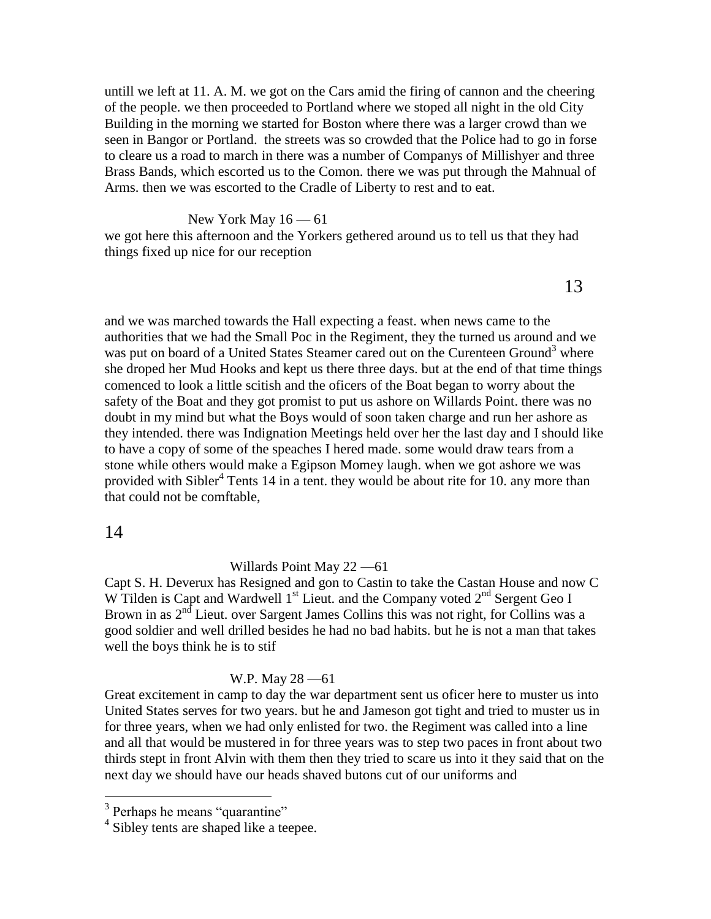untill we left at 11. A. M. we got on the Cars amid the firing of cannon and the cheering of the people. we then proceeded to Portland where we stoped all night in the old City Building in the morning we started for Boston where there was a larger crowd than we seen in Bangor or Portland. the streets was so crowded that the Police had to go in forse to cleare us a road to march in there was a number of Companys of Millishyer and three Brass Bands, which escorted us to the Comon. there we was put through the Mahnual of Arms. then we was escorted to the Cradle of Liberty to rest and to eat.

New York May 16 — 61

we got here this afternoon and the Yorkers gethered around us to tell us that they had things fixed up nice for our reception

and we was marched towards the Hall expecting a feast. when news came to the authorities that we had the Small Poc in the Regiment, they the turned us around and we was put on board of a United States Steamer cared out on the Curenteen Ground[3] where she droped her Mud Hooks and kept us there three days. but at the end of that time things comenced to look a little scitish and the oficers of the Boat began to worry about the safety of the Boat and they got promist to put us ashore on Willards Point. there was no doubt in my mind but what the Boys would of soon taken charge and run her ashore as they intended. there was Indignation Meetings held over her the last day and I should like to have a copy of some of the speaches I hered made. some would draw tears from a stone while others would make a Egipson Momey laugh. when we got ashore we was provided with Sibler[4] Tents 14 in a tent. they would be about rite for 10. any more than that could not be comftable,

Willards Point May 22 —61

Capt S. H. Deverux has Resigned and gon to Castin to take the Castan House and now C W Tilden is Capt and Wardwell 1st Lieut. and the Company voted 2nd Sergent Geo I Brown in as 2nd Lieut. over Sargent James Collins this was not right, for Collins was a good soldier and well drilled besides he had no bad habits. but he is not a man that takes well the boys think he is to stif

W.P. May 28 —61

Great excitement in camp to day the war department sent us oficer here to muster us into United States serves for two years. but he and Jameson got tight and tried to muster us in for three years, when we had only enlisted for two. the Regiment was called into a line and all that would be mustered in for three years was to step two paces in front about two thirds stept in front Alvin with them then they tried to scare us into it they said that on the next day we should have our heads shaved butons cut of our uniforms and

---

[3] Perhaps he means "quarantine"

[4] Sibley tents are shaped like a teepee.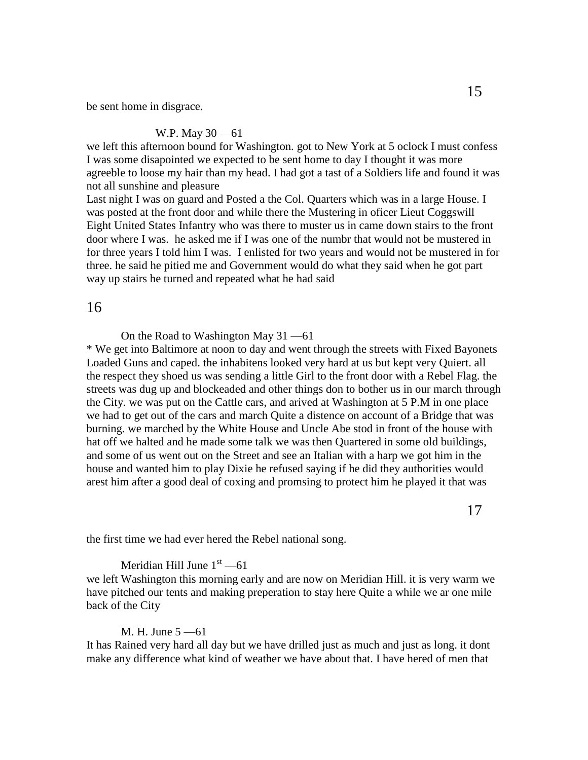be sent home in disgrace.

W.P. May 30 —61

we left this afternoon bound for Washington. got to New York at 5 oclock I must confess I was some disapointed we expected to be sent home to day I thought it was more agreeble to loose my hair than my head. I had got a tast of a Soldiers life and found it was not all sunshine and pleasure

Last night I was on guard and Posted a the Col. Quarters which was in a large House. I was posted at the front door and while there the Mustering in oficer Lieut Coggswill Eight United States Infantry who was there to muster us in came down stairs to the front door where I was. he asked me if I was one of the numbr that would not be mustered in for three years I told him I was. I enlisted for two years and would not be mustered in for three. he said he pitied me and Government would do what they said when he got part way up stairs he turned and repeated what he had said

On the Road to Washington May 31 —61

* We get into Baltimore at noon to day and went through the streets with Fixed Bayonets Loaded Guns and caped. the inhabitens looked very hard at us but kept very Quiert. all the respect they shoed us was sending a little Girl to the front door with a Rebel Flag. the streets was dug up and blockeaded and other things don to bother us in our march through the City. we was put on the Cattle cars, and arived at Washington at 5 P.M in one place we had to get out of the cars and march Quite a distence on account of a Bridge that was burning. we marched by the White House and Uncle Abe stod in front of the house with hat off we halted and he made some talk we was then Quartered in some old buildings, and some of us went out on the Street and see an Italian with a harp we got him in the house and wanted him to play Dixie he refused saying if he did they authorities would arest him after a good deal of coxing and promsing to protect him he played it that was the first time we had ever hered the Rebel national song.

Meridian Hill June 1st —61

we left Washington this morning early and are now on Meridian Hill. it is very warm we have pitched our tents and making preperation to stay here Quite a while we ar one mile back of the City

M. H. June 5 —61

It has Rained very hard all day but we have drilled just as much and just as long. it dont make any difference what kind of weather we have about that. I have hered of men that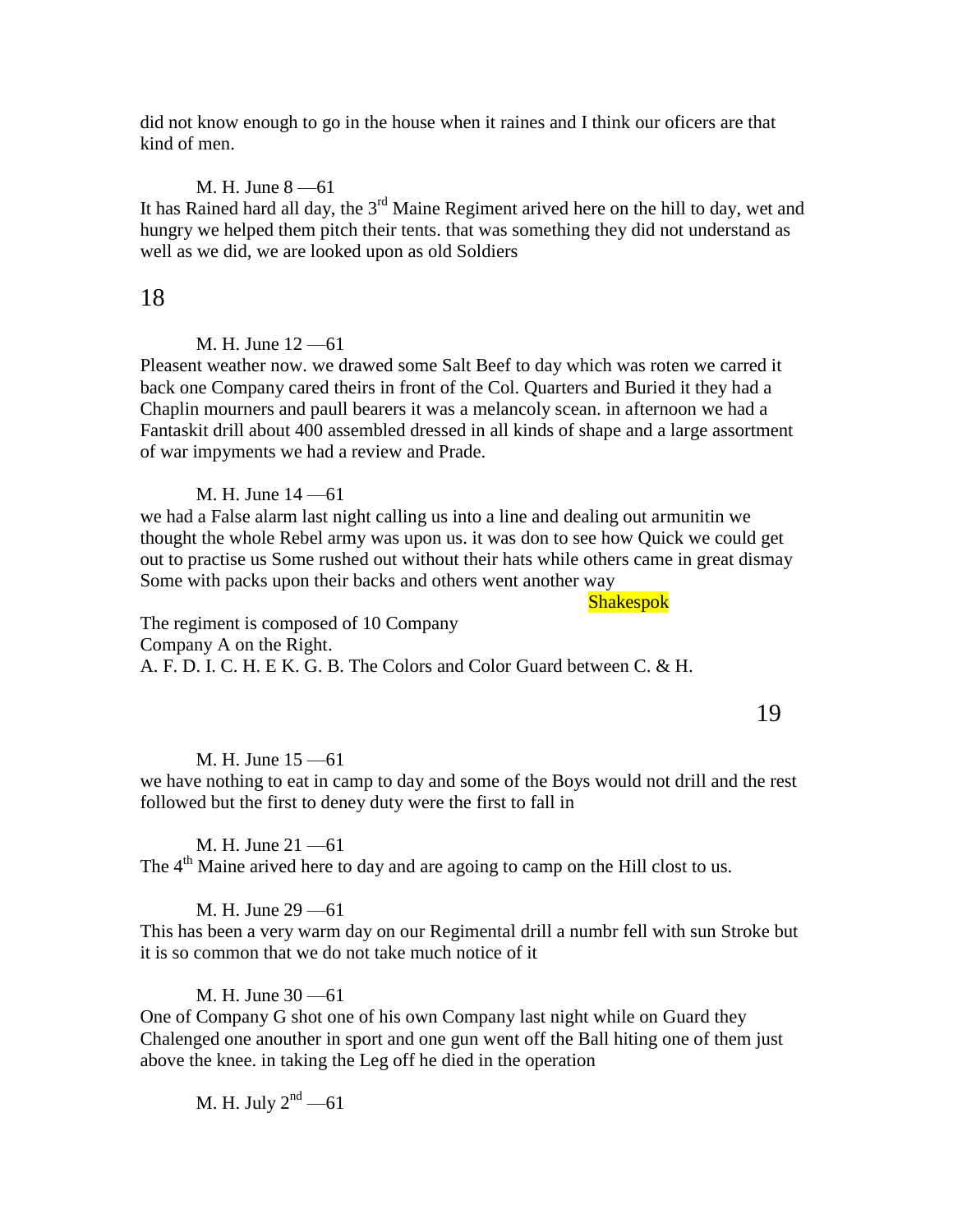did not know enough to go in the house when it raines and I think our oficers are that kind of men.

M. H. June 8 —61

It has Rained hard all day, the 3rd Maine Regiment arived here on the hill to day, wet and hungry we helped them pitch their tents. that was something they did not understand as well as we did, we are looked upon as old Soldiers

M. H. June 12 —61

Pleasent weather now. we drawed some Salt Beef to day which was roten we carred it back one Company cared theirs in front of the Col. Quarters and Buried it they had a Chaplin mourners and paull bearers it was a melancoly scean. in afternoon we had a Fantaskit drill about 400 assembled dressed in all kinds of shape and a large assortment of war impyments we had a review and Prade.

M. H. June 14 —61

we had a False alarm last night calling us into a line and dealing out armunitin we thought the whole Rebel army was upon us. it was don to see how Quick we could get out to practise us Some rushed out without their hats while others came in great dismay Some with packs upon their backs and others went another way

Shakespok

The regiment is composed of 10 Company
Company A on the Right.
A. F. D. I. C. H. E K. G. B. The Colors and Color Guard between C. & H.

M. H. June 15 —61

we have nothing to eat in camp to day and some of the Boys would not drill and the rest followed but the first to deney duty were the first to fall in

M. H. June 21 —61

The 4th Maine arived here to day and are agoing to camp on the Hill clost to us.

M. H. June 29 —61

This has been a very warm day on our Regimental drill a numbr fell with sun Stroke but it is so common that we do not take much notice of it

M. H. June 30 —61

One of Company G shot one of his own Company last night while on Guard they Chalenged one anouther in sport and one gun went off the Ball hiting one of them just above the knee. in taking the Leg off he died in the operation

M. H. July 2nd —61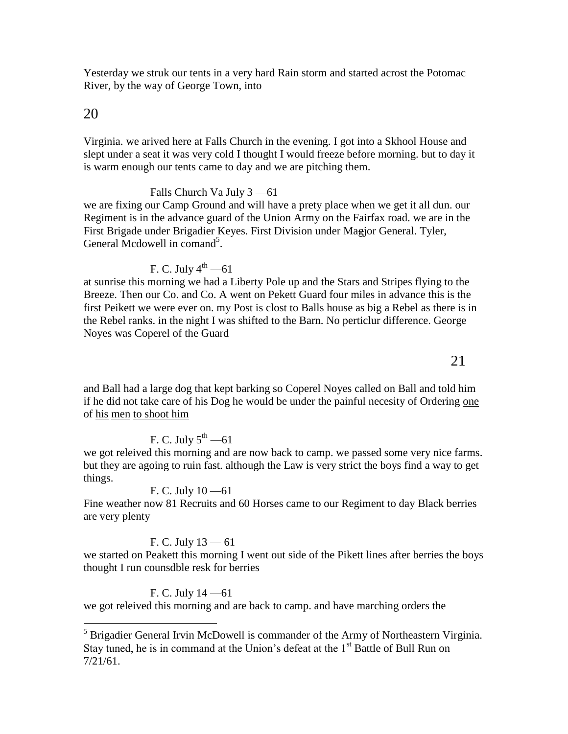Yesterday we struk our tents in a very hard Rain storm and started acrost the Potomac River, by the way of George Town, into

Virginia. we arived here at Falls Church in the evening. I got into a Skhool House and slept under a seat it was very cold I thought I would freeze before morning. but to day it is warm enough our tents came to day and we are pitching them.

Falls Church Va July 3 —61

we are fixing our Camp Ground and will have a pretty place when we get it all dun. our Regiment is in the advance guard of the Union Army on the Fairfax road. we are in the First Brigade under Brigadier Keyes. First Division under Magjor General. Tyler, General Mcdowell in comand[5].

F. C. July 4th —61

at sunrise this morning we had a Liberty Pole up and the Stars and Stripes flying to the Breeze. Then our Co. and Co. A went on Pekett Guard four miles in advance this is the first Peikett we were ever on. my Post is clost to Balls house as big a Rebel as there is in the Rebel ranks. in the night I was shifted to the Barn. No perticlur difference. George Noyes was Coperel of the Guard

and Ball had a large dog that kept barking so Coperel Noyes called on Ball and told him if he did not take care of his Dog he would be under the painful necesity of Ordering <u>one</u> of <u>his</u> <u>men</u> <u>to shoot him</u>

F. C. July 5th —61

we got releived this morning and are now back to camp. we passed some very nice farms. but they are agoing to ruin fast. although the Law is very strict the boys find a way to get things.

F. C. July 10 —61

Fine weather now 81 Recruits and 60 Horses came to our Regiment to day Black berries are very plenty

F. C. July 13 — 61

we started on Peakett this morning I went out side of the Pikett lines after berries the boys thought I run counsdble resk for berries

F. C. July 14 —61

we got releived this morning and are back to camp. and have marching orders the

---

[5] Brigadier General Irvin McDowell is commander of the Army of Northeastern Virginia. Stay tuned, he is in command at the Union's defeat at the 1st Battle of Bull Run on 7/21/61.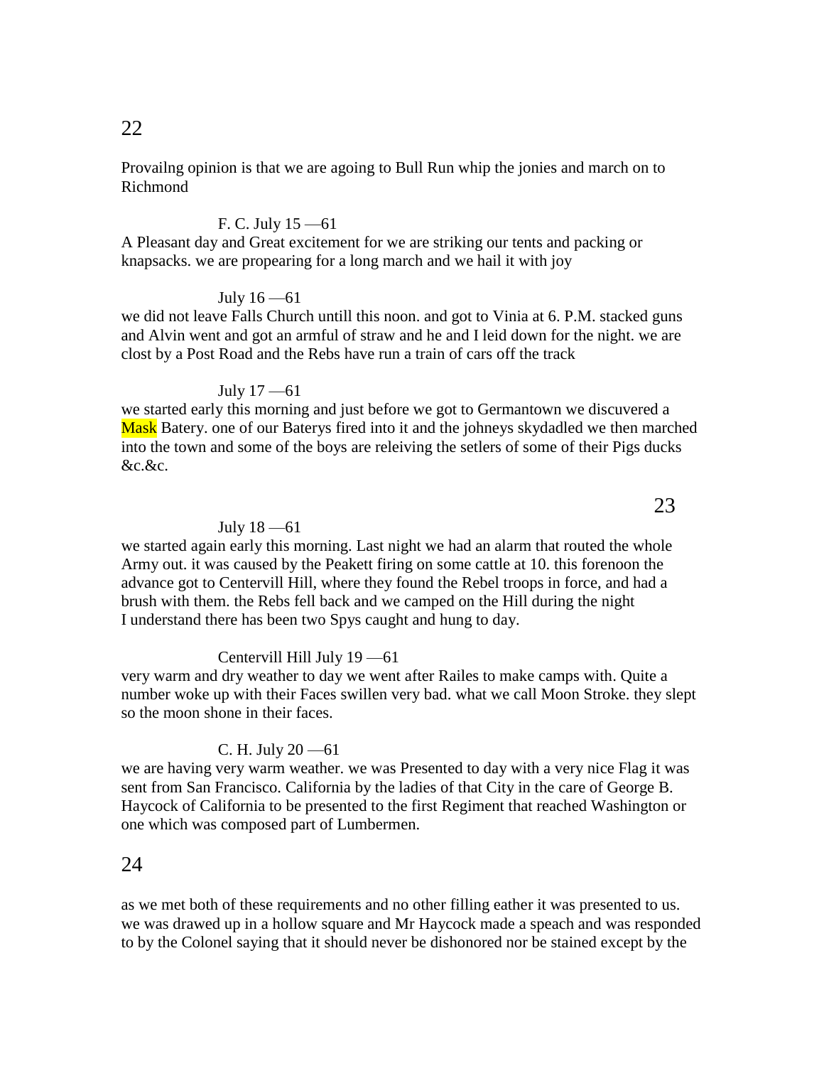Provailng opinion is that we are agoing to Bull Run whip the jonies and march on to Richmond

F. C. July 15 —61
A Pleasant day and Great excitement for we are striking our tents and packing or knapsacks. we are propearing for a long march and we hail it with joy

July 16 —61
we did not leave Falls Church untill this noon. and got to Vinia at 6. P.M. stacked guns and Alvin went and got an armful of straw and he and I leid down for the night. we are clost by a Post Road and the Rebs have run a train of cars off the track

July 17 —61
we started early this morning and just before we got to Germantown we discuvered a Mask Batery. one of our Baterys fired into it and the johneys skydadled we then marched into the town and some of the boys are releiving the setlers of some of their Pigs ducks &c.&c.

July 18 —61
we started again early this morning. Last night we had an alarm that routed the whole Army out. it was caused by the Peakett firing on some cattle at 10. this forenoon the advance got to Centervill Hill, where they found the Rebel troops in force, and had a brush with them. the Rebs fell back and we camped on the Hill during the night
I understand there has been two Spys caught and hung to day.

Centervill Hill July 19 —61
very warm and dry weather to day we went after Railes to make camps with. Quite a number woke up with their Faces swillen very bad. what we call Moon Stroke. they slept so the moon shone in their faces.

C. H. July 20 —61
we are having very warm weather. we was Presented to day with a very nice Flag it was sent from San Francisco. California by the ladies of that City in the care of George B. Haycock of California to be presented to the first Regiment that reached Washington or one which was composed part of Lumbermen.

as we met both of these requirements and no other filling eather it was presented to us. we was drawed up in a hollow square and Mr Haycock made a speach and was responded to by the Colonel saying that it should never be dishonored nor be stained except by the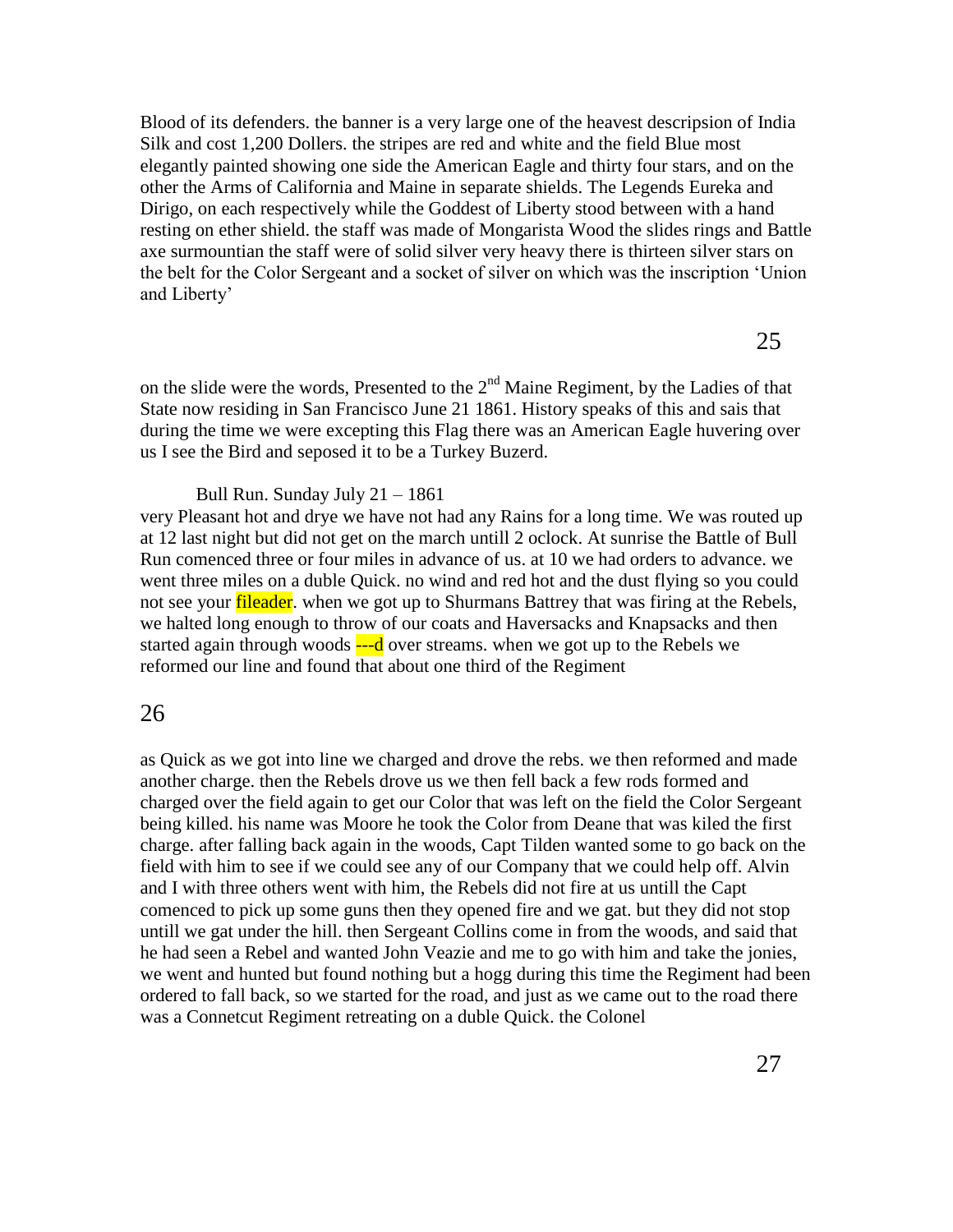Blood of its defenders. the banner is a very large one of the heavest descripsion of India Silk and cost 1,200 Dollers. the stripes are red and white and the field Blue most elegantly painted showing one side the American Eagle and thirty four stars, and on the other the Arms of California and Maine in separate shields. The Legends Eureka and Dirigo, on each respectively while the Goddest of Liberty stood between with a hand resting on ether shield. the staff was made of Mongarista Wood the slides rings and Battle axe surmountian the staff were of solid silver very heavy there is thirteen silver stars on the belt for the Color Sergeant and a socket of silver on which was the inscription 'Union and Liberty'

on the slide were the words, Presented to the 2nd Maine Regiment, by the Ladies of that State now residing in San Francisco June 21 1861. History speaks of this and sais that during the time we were excepting this Flag there was an American Eagle huvering over us I see the Bird and seposed it to be a Turkey Buzerd.

Bull Run. Sunday July 21 – 1861

very Pleasant hot and drye we have not had any Rains for a long time. We was routed up at 12 last night but did not get on the march untill 2 oclock. At sunrise the Battle of Bull Run comenced three or four miles in advance of us. at 10 we had orders to advance. we went three miles on a duble Quick. no wind and red hot and the dust flying so you could not see your fileader. when we got up to Shurmans Battrey that was firing at the Rebels, we halted long enough to throw of our coats and Haversacks and Knapsacks and then started again through woods ---d over streams. when we got up to the Rebels we reformed our line and found that about one third of the Regiment

as Quick as we got into line we charged and drove the rebs. we then reformed and made another charge. then the Rebels drove us we then fell back a few rods formed and charged over the field again to get our Color that was left on the field the Color Sergeant being killed. his name was Moore he took the Color from Deane that was kiled the first charge. after falling back again in the woods, Capt Tilden wanted some to go back on the field with him to see if we could see any of our Company that we could help off. Alvin and I with three others went with him, the Rebels did not fire at us untill the Capt comenced to pick up some guns then they opened fire and we gat. but they did not stop untill we gat under the hill. then Sergeant Collins come in from the woods, and said that he had seen a Rebel and wanted John Veazie and me to go with him and take the jonies, we went and hunted but found nothing but a hogg during this time the Regiment had been ordered to fall back, so we started for the road, and just as we came out to the road there was a Connetcut Regiment retreating on a duble Quick. the Colonel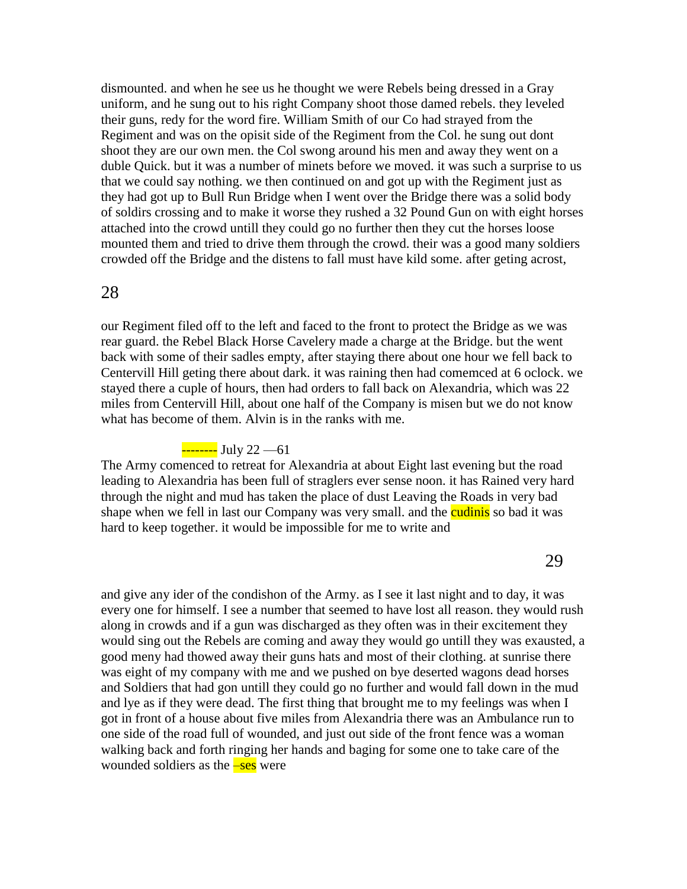dismounted. and when he see us he thought we were Rebels being dressed in a Gray uniform, and he sung out to his right Company shoot those damed rebels. they leveled their guns, redy for the word fire. William Smith of our Co had strayed from the Regiment and was on the opisit side of the Regiment from the Col. he sung out dont shoot they are our own men. the Col swong around his men and away they went on a duble Quick. but it was a number of minets before we moved. it was such a surprise to us that we could say nothing. we then continued on and got up with the Regiment just as they had got up to Bull Run Bridge when I went over the Bridge there was a solid body of soldirs crossing and to make it worse they rushed a 32 Pound Gun on with eight horses attached into the crowd untill they could go no further then they cut the horses loose mounted them and tried to drive them through the crowd. their was a good many soldiers crowded off the Bridge and the distens to fall must have kild some. after geting acrost,

our Regiment filed off to the left and faced to the front to protect the Bridge as we was rear guard. the Rebel Black Horse Cavelery made a charge at the Bridge. but the went back with some of their sadles empty, after staying there about one hour we fell back to Centervill Hill geting there about dark. it was raining then had comemced at 6 oclock. we stayed there a cuple of hours, then had orders to fall back on Alexandria, which was 22 miles from Centervill Hill, about one half of the Company is misen but we do not know what has become of them. Alvin is in the ranks with me.

-------- July 22 —61

The Army comenced to retreat for Alexandria at about Eight last evening but the road leading to Alexandria has been full of straglers ever sense noon. it has Rained very hard through the night and mud has taken the place of dust Leaving the Roads in very bad shape when we fell in last our Company was very small. and the cudinis so bad it was hard to keep together. it would be impossible for me to write and

and give any ider of the condishon of the Army. as I see it last night and to day, it was every one for himself. I see a number that seemed to have lost all reason. they would rush along in crowds and if a gun was discharged as they often was in their excitement they would sing out the Rebels are coming and away they would go untill they was exausted, a good meny had thowed away their guns hats and most of their clothing. at sunrise there was eight of my company with me and we pushed on bye deserted wagons dead horses and Soldiers that had gon untill they could go no further and would fall down in the mud and lye as if they were dead. The first thing that brought me to my feelings was when I got in front of a house about five miles from Alexandria there was an Ambulance run to one side of the road full of wounded, and just out side of the front fence was a woman walking back and forth ringing her hands and baging for some one to take care of the wounded soldiers as the –ses were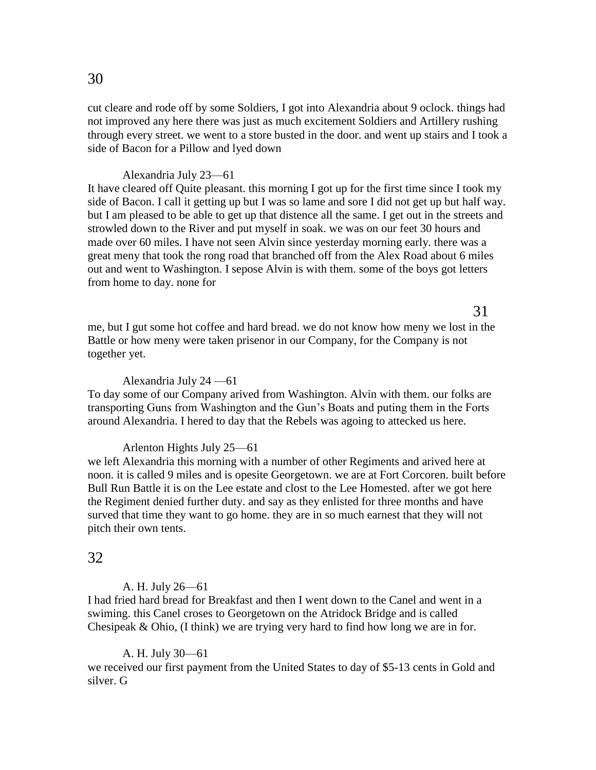cut cleare and rode off by some Soldiers, I got into Alexandria about 9 oclock. things had not improved any here there was just as much excitement Soldiers and Artillery rushing through every street. we went to a store busted in the door. and went up stairs and I took a side of Bacon for a Pillow and lyed down

Alexandria July 23—61

It have cleared off Quite pleasant. this morning I got up for the first time since I took my side of Bacon. I call it getting up but I was so lame and sore I did not get up but half way. but I am pleased to be able to get up that distence all the same. I get out in the streets and strowled down to the River and put myself in soak. we was on our feet 30 hours and made over 60 miles. I have not seen Alvin since yesterday morning early. there was a great meny that took the rong road that branched off from the Alex Road about 6 miles out and went to Washington. I sepose Alvin is with them. some of the boys got letters from home to day. none for me, but I gut some hot coffee and hard bread. we do not know how meny we lost in the Battle or how meny were taken prisenor in our Company, for the Company is not together yet.

Alexandria July 24 —61

To day some of our Company arived from Washington. Alvin with them. our folks are transporting Guns from Washington and the Gun's Boats and puting them in the Forts around Alexandria. I hered to day that the Rebels was agoing to attecked us here.

Arlenton Hights July 25—61

we left Alexandria this morning with a number of other Regiments and arived here at noon. it is called 9 miles and is opesite Georgetown. we are at Fort Corcoren. built before Bull Run Battle it is on the Lee estate and clost to the Lee Homested. after we got here the Regiment denied further duty. and say as they enlisted for three months and have surved that time they want to go home. they are in so much earnest that they will not pitch their own tents.

A. H. July 26—61

I had fried hard bread for Breakfast and then I went down to the Canel and went in a swiming. this Canel croses to Georgetown on the Atridock Bridge and is called Chesipeak & Ohio, (I think) we are trying very hard to find how long we are in for.

A. H. July 30—61

we received our first payment from the United States to day of $5-13 cents in Gold and silver. G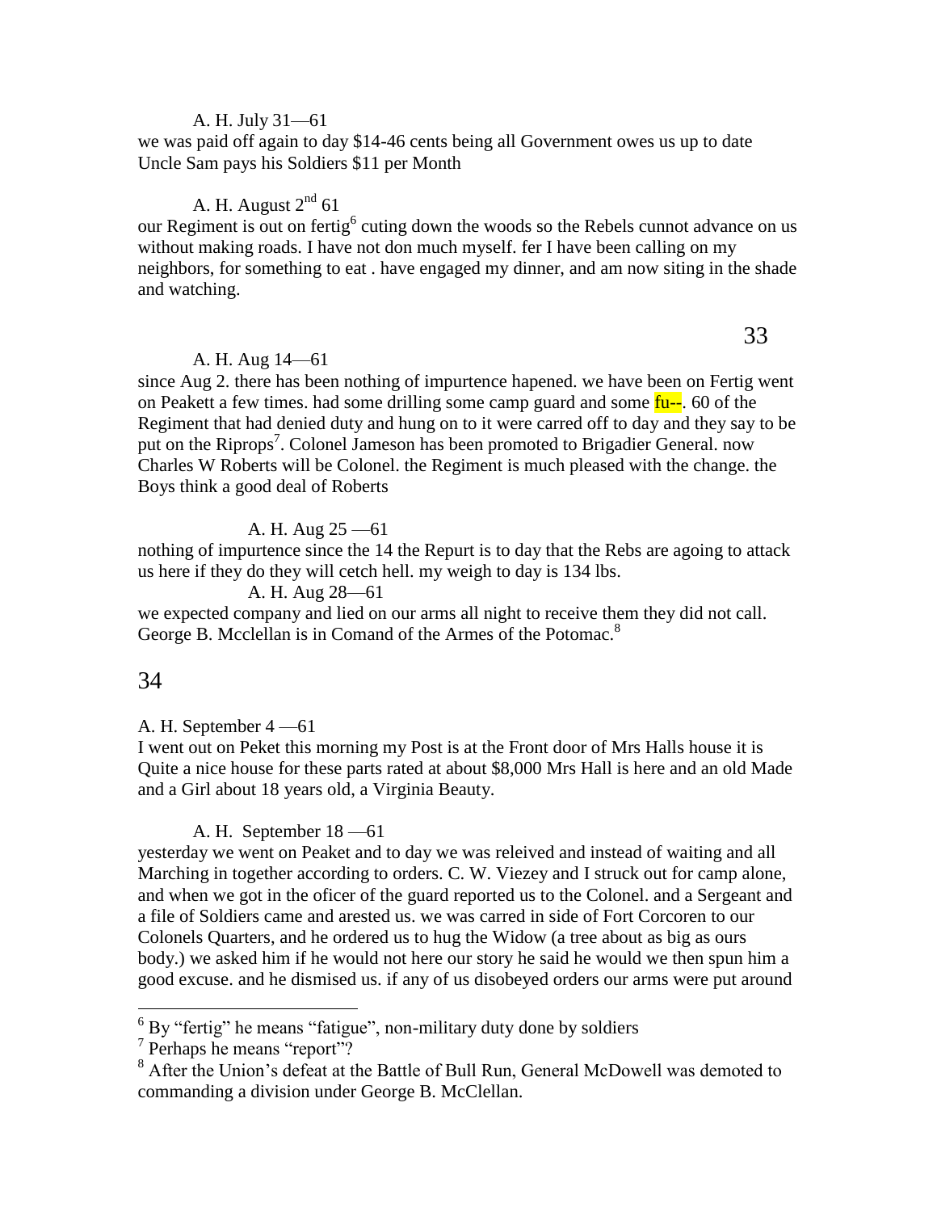A. H. July 31—61

we was paid off again to day $14-46 cents being all Government owes us up to date Uncle Sam pays his Soldiers $11 per Month

A. H. August 2nd 61

our Regiment is out on fertig[6] cuting down the woods so the Rebels cunnot advance on us without making roads. I have not don much myself. fer I have been calling on my neighbors, for something to eat . have engaged my dinner, and am now siting in the shade and watching.

A. H. Aug 14—61

since Aug 2. there has been nothing of impurtence hapened. we have been on Fertig went on Peakett a few times. had some drilling some camp guard and some fu--. 60 of the Regiment that had denied duty and hung on to it were carred off to day and they say to be put on the Riprops[7]. Colonel Jameson has been promoted to Brigadier General. now Charles W Roberts will be Colonel. the Regiment is much pleased with the change. the Boys think a good deal of Roberts

A. H. Aug 25 —61

nothing of impurtence since the 14 the Repurt is to day that the Rebs are agoing to attack us here if they do they will cetch hell. my weigh to day is 134 lbs.

A. H. Aug 28—61

we expected company and lied on our arms all night to receive them they did not call. George B. Mcclellan is in Comand of the Armes of the Potomac.[8]

A. H. September 4 —61

I went out on Peket this morning my Post is at the Front door of Mrs Halls house it is Quite a nice house for these parts rated at about $8,000 Mrs Hall is here and an old Made and a Girl about 18 years old, a Virginia Beauty.

A. H. September 18 —61

yesterday we went on Peaket and to day we was releived and instead of waiting and all Marching in together according to orders. C. W. Viezey and I struck out for camp alone, and when we got in the oficer of the guard reported us to the Colonel. and a Sergeant and a file of Soldiers came and arested us. we was carred in side of Fort Corcoren to our Colonels Quarters, and he ordered us to hug the Widow (a tree about as big as ours body.) we asked him if he would not here our story he said he would we then spun him a good excuse. and he dismised us. if any of us disobeyed orders our arms were put around

---

[6] By "fertig" he means "fatigue", non-military duty done by soldiers

[7] Perhaps he means "report"?

[8] After the Union's defeat at the Battle of Bull Run, General McDowell was demoted to commanding a division under George B. McClellan.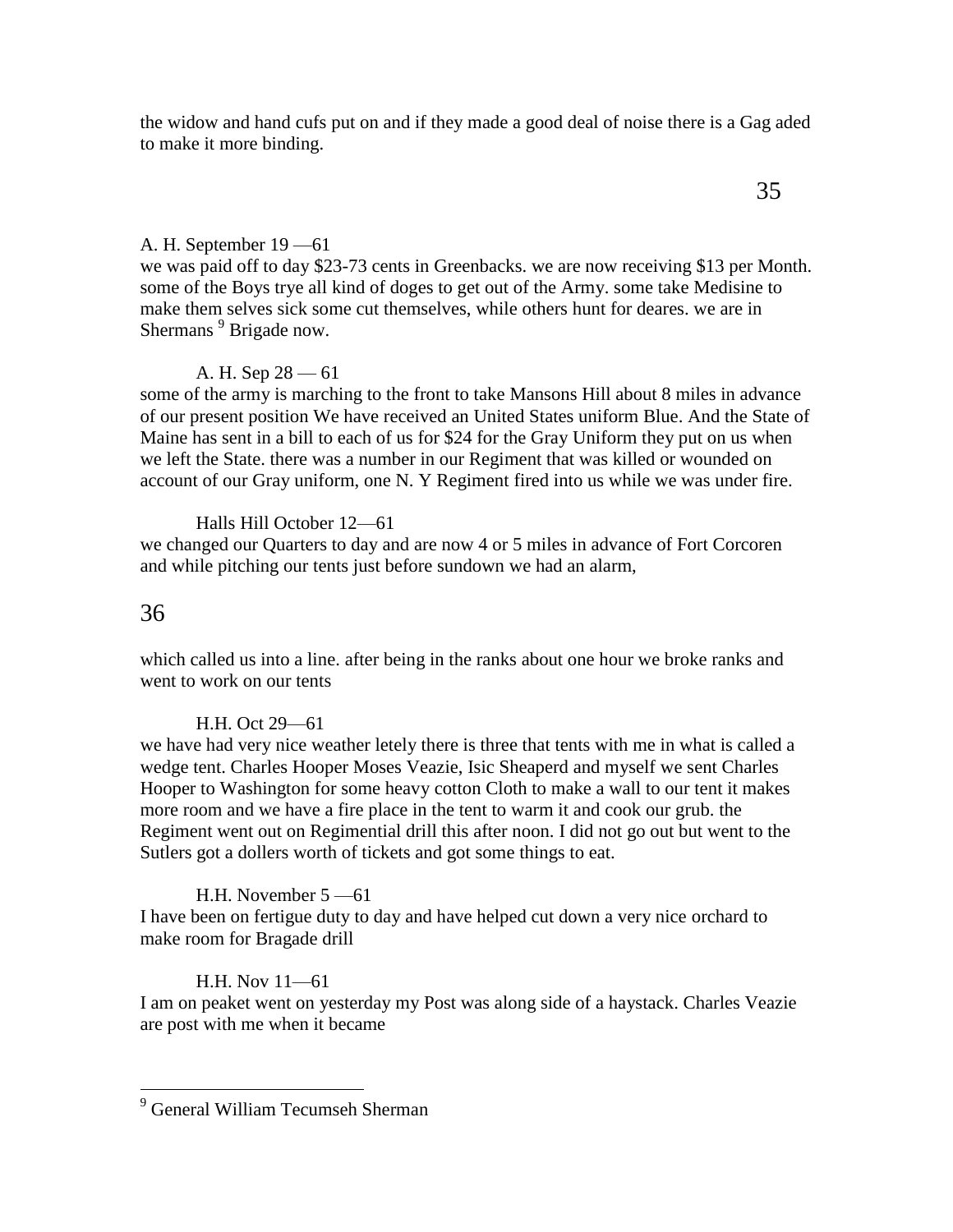the widow and hand cufs put on and if they made a good deal of noise there is a Gag aded to make it more binding.

A. H. September 19 —61

we was paid off to day $23-73 cents in Greenbacks. we are now receiving $13 per Month. some of the Boys trye all kind of doges to get out of the Army. some take Medisine to make them selves sick some cut themselves, while others hunt for deares. we are in Shermans [9] Brigade now.

A. H. Sep 28 — 61

some of the army is marching to the front to take Mansons Hill about 8 miles in advance of our present position We have received an United States uniform Blue. And the State of Maine has sent in a bill to each of us for $24 for the Gray Uniform they put on us when we left the State. there was a number in our Regiment that was killed or wounded on account of our Gray uniform, one N. Y Regiment fired into us while we was under fire.

Halls Hill October 12—61

we changed our Quarters to day and are now 4 or 5 miles in advance of Fort Corcoren and while pitching our tents just before sundown we had an alarm, which called us into a line. after being in the ranks about one hour we broke ranks and went to work on our tents

H.H. Oct 29—61

we have had very nice weather letely there is three that tents with me in what is called a wedge tent. Charles Hooper Moses Veazie, Isic Sheaperd and myself we sent Charles Hooper to Washington for some heavy cotton Cloth to make a wall to our tent it makes more room and we have a fire place in the tent to warm it and cook our grub. the Regiment went out on Regimential drill this after noon. I did not go out but went to the Sutlers got a dollers worth of tickets and got some things to eat.

H.H. November 5 —61

I have been on fertigue duty to day and have helped cut down a very nice orchard to make room for Bragade drill

H.H. Nov 11—61

I am on peaket went on yesterday my Post was along side of a haystack. Charles Veazie are post with me when it became

[9] General William Tecumseh Sherman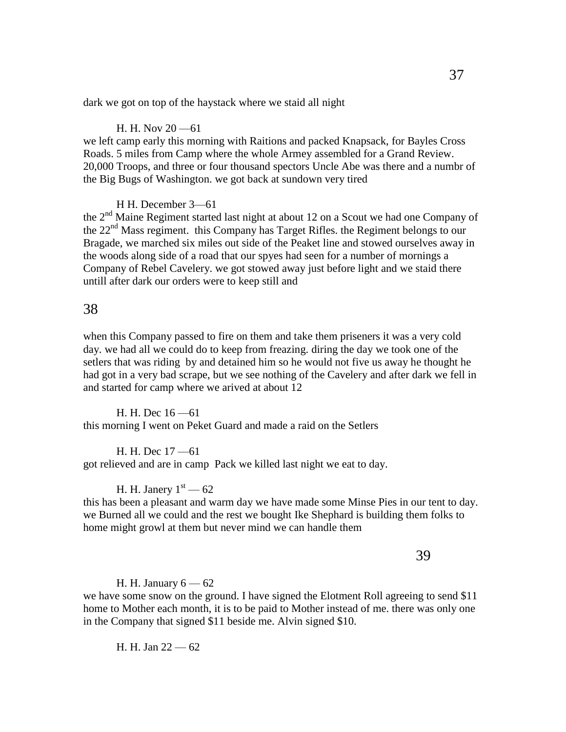dark we got on top of the haystack where we staid all night

H. H. Nov 20 —61
we left camp early this morning with Raitions and packed Knapsack, for Bayles Cross Roads. 5 miles from Camp where the whole Armey assembled for a Grand Review. 20,000 Troops, and three or four thousand spectors Uncle Abe was there and a numbr of the Big Bugs of Washington. we got back at sundown very tired

H H. December 3—61
the 2nd Maine Regiment started last night at about 12 on a Scout we had one Company of the 22nd Mass regiment. this Company has Target Rifles. the Regiment belongs to our Bragade, we marched six miles out side of the Peaket line and stowed ourselves away in the woods along side of a road that our spyes had seen for a number of mornings a Company of Rebel Cavelery. we got stowed away just before light and we staid there untill after dark our orders were to keep still and

when this Company passed to fire on them and take them priseners it was a very cold day. we had all we could do to keep from freazing. diring the day we took one of the setlers that was riding by and detained him so he would not five us away he thought he had got in a very bad scrape, but we see nothing of the Cavelery and after dark we fell in and started for camp where we arived at about 12

H. H. Dec 16 —61
this morning I went on Peket Guard and made a raid on the Setlers

H. H. Dec 17 —61
got relieved and are in camp Pack we killed last night we eat to day.

H. H. Janery 1st — 62
this has been a pleasant and warm day we have made some Minse Pies in our tent to day. we Burned all we could and the rest we bought Ike Shephard is building them folks to home might growl at them but never mind we can handle them

H. H. January 6 — 62
we have some snow on the ground. I have signed the Elotment Roll agreeing to send $11 home to Mother each month, it is to be paid to Mother instead of me. there was only one in the Company that signed $11 beside me. Alvin signed $10.

H. H. Jan 22 — 62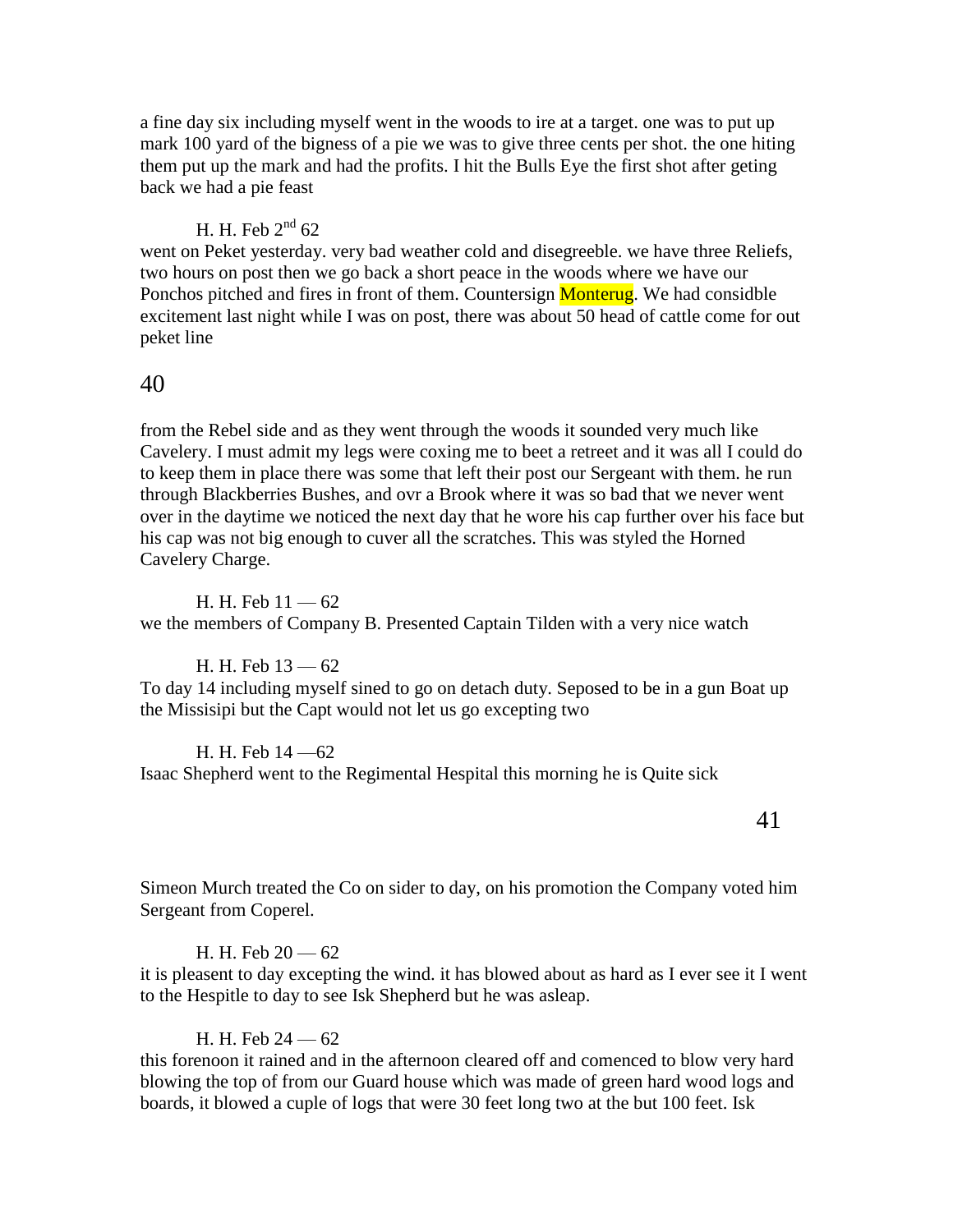a fine day six including myself went in the woods to ire at a target. one was to put up mark 100 yard of the bigness of a pie we was to give three cents per shot. the one hiting them put up the mark and had the profits. I hit the Bulls Eye the first shot after geting back we had a pie feast

H. H. Feb 2nd 62
went on Peket yesterday. very bad weather cold and disegreeble. we have three Reliefs, two hours on post then we go back a short peace in the woods where we have our Ponchos pitched and fires in front of them. Countersign Monterug. We had considble excitement last night while I was on post, there was about 50 head of cattle come for out peket line

from the Rebel side and as they went through the woods it sounded very much like Cavelery. I must admit my legs were coxing me to beet a retreet and it was all I could do to keep them in place there was some that left their post our Sergeant with them. he run through Blackberries Bushes, and ovr a Brook where it was so bad that we never went over in the daytime we noticed the next day that he wore his cap further over his face but his cap was not big enough to cuver all the scratches. This was styled the Horned Cavelery Charge.

H. H. Feb 11 — 62
we the members of Company B. Presented Captain Tilden with a very nice watch

H. H. Feb 13 — 62
To day 14 including myself sined to go on detach duty. Seposed to be in a gun Boat up the Missisipi but the Capt would not let us go excepting two

H. H. Feb 14 —62
Isaac Shepherd went to the Regimental Hespital this morning he is Quite sick

Simeon Murch treated the Co on sider to day, on his promotion the Company voted him Sergeant from Coperel.

H. H. Feb 20 — 62
it is pleasent to day excepting the wind. it has blowed about as hard as I ever see it I went to the Hespitle to day to see Isk Shepherd but he was asleap.

H. H. Feb 24 — 62
this forenoon it rained and in the afternoon cleared off and comenced to blow very hard blowing the top of from our Guard house which was made of green hard wood logs and boards, it blowed a cuple of logs that were 30 feet long two at the but 100 feet. Isk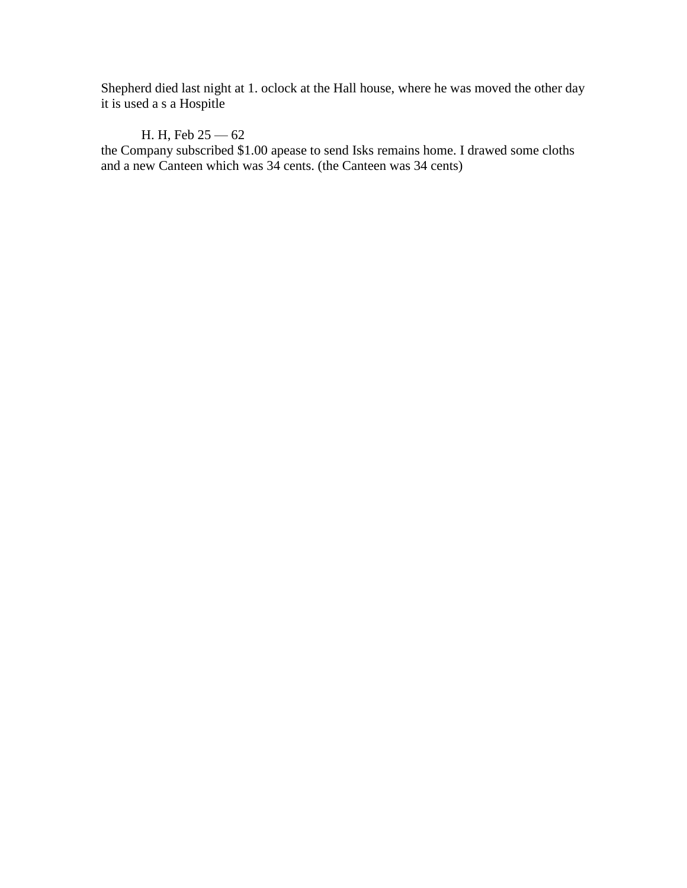Shepherd died last night at 1. oclock at the Hall house, where he was moved the other day it is used a s a Hospitle

H. H, Feb 25 — 62

the Company subscribed $1.00 apease to send Isks remains home. I drawed some cloths and a new Canteen which was 34 cents. (the Canteen was 34 cents)